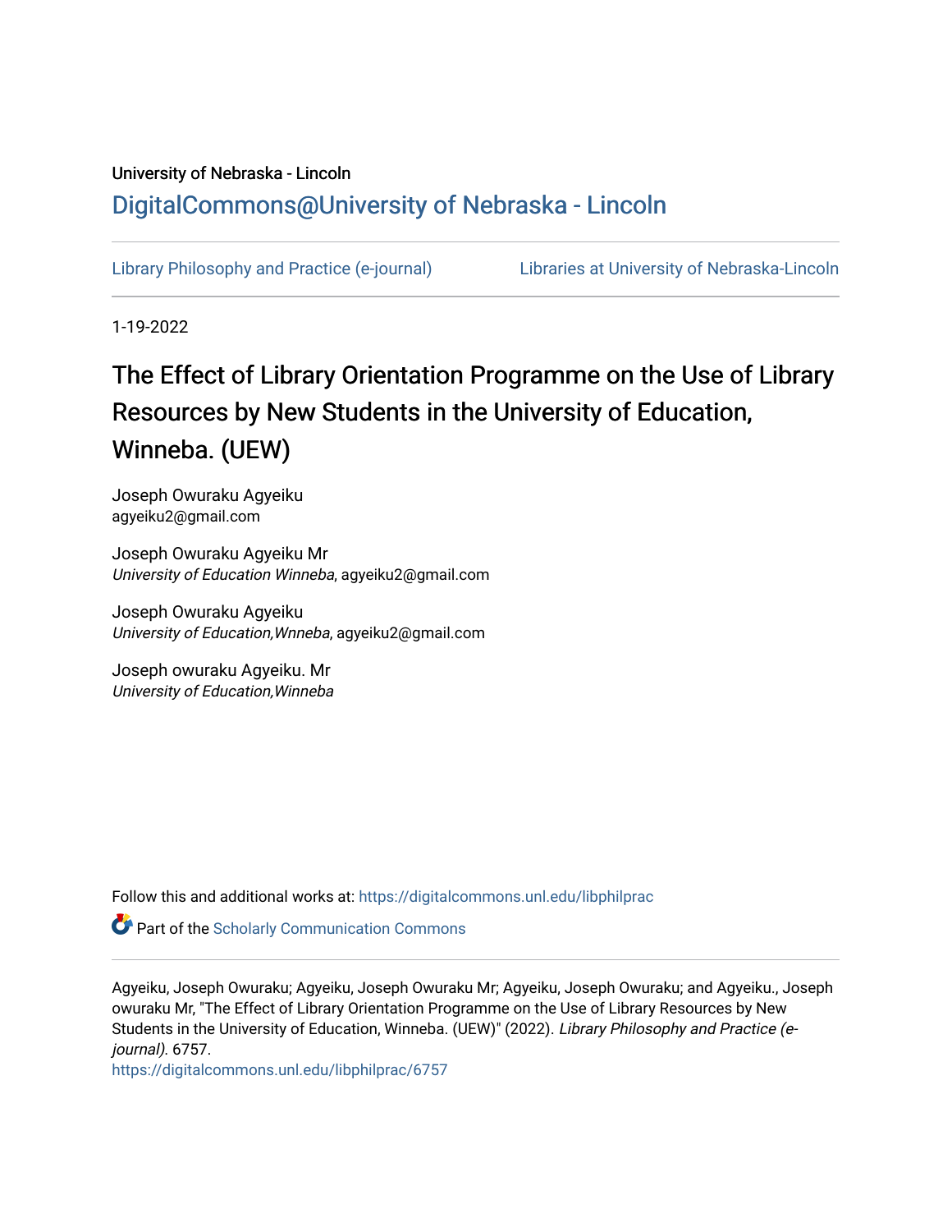University of Nebraska - Lincoln

## DigitalCommons@University of Nebraska - Lincoln

Library Philosophy and Practice (e-journal) | Libraries at University of Nebraska-Lincoln

1-19-2022

# The Effect of Library Orientation Programme on the Use of Library Resources by New Students in the University of Education, Winneba. (UEW)

Joseph Owuraku Agyeiku
agyeiku2@gmail.com

Joseph Owuraku Agyeiku Mr
*University of Education Winneba*, agyeiku2@gmail.com

Joseph Owuraku Agyeiku
*University of Education,Wnneba*, agyeiku2@gmail.com

Joseph owuraku Agyeiku. Mr
*University of Education,Winneba*

Follow this and additional works at: https://digitalcommons.unl.edu/libphilprac

Part of the Scholarly Communication Commons

Agyeiku, Joseph Owuraku; Agyeiku, Joseph Owuraku Mr; Agyeiku, Joseph Owuraku; and Agyeiku., Joseph owuraku Mr, "The Effect of Library Orientation Programme on the Use of Library Resources by New Students in the University of Education, Winneba. (UEW)" (2022). *Library Philosophy and Practice (e-journal)*. 6757.
https://digitalcommons.unl.edu/libphilprac/6757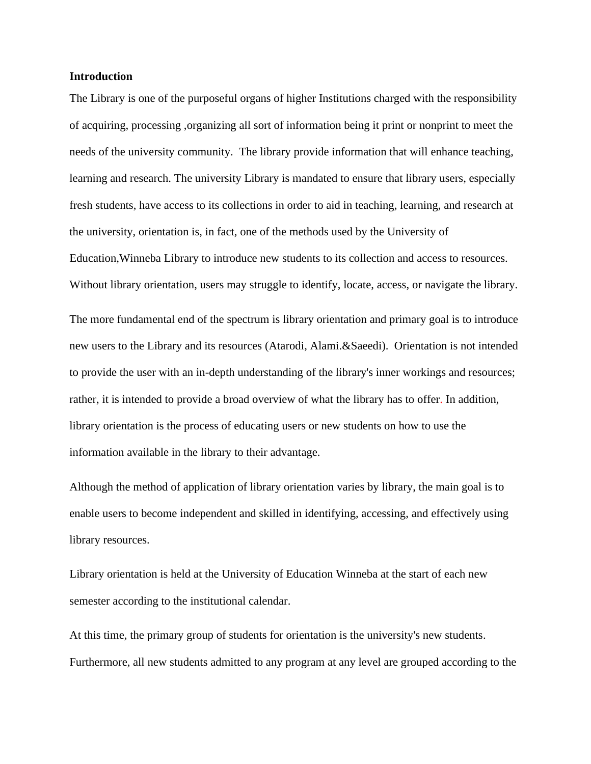**Introduction**

The Library is one of the purposeful organs of higher Institutions charged with the responsibility of acquiring, processing ,organizing all sort of information being it print or nonprint to meet the needs of the university community.  The library provide information that will enhance teaching, learning and research. The university Library is mandated to ensure that library users, especially fresh students, have access to its collections in order to aid in teaching, learning, and research at the university, orientation is, in fact, one of the methods used by the University of Education,Winneba Library to introduce new students to its collection and access to resources. Without library orientation, users may struggle to identify, locate, access, or navigate the library.

The more fundamental end of the spectrum is library orientation and primary goal is to introduce new users to the Library and its resources (Atarodi, Alami.&Saeedi).  Orientation is not intended to provide the user with an in-depth understanding of the library's inner workings and resources; rather, it is intended to provide a broad overview of what the library has to offer. In addition, library orientation is the process of educating users or new students on how to use the information available in the library to their advantage.

Although the method of application of library orientation varies by library, the main goal is to enable users to become independent and skilled in identifying, accessing, and effectively using library resources.

Library orientation is held at the University of Education Winneba at the start of each new semester according to the institutional calendar.

At this time, the primary group of students for orientation is the university's new students. Furthermore, all new students admitted to any program at any level are grouped according to the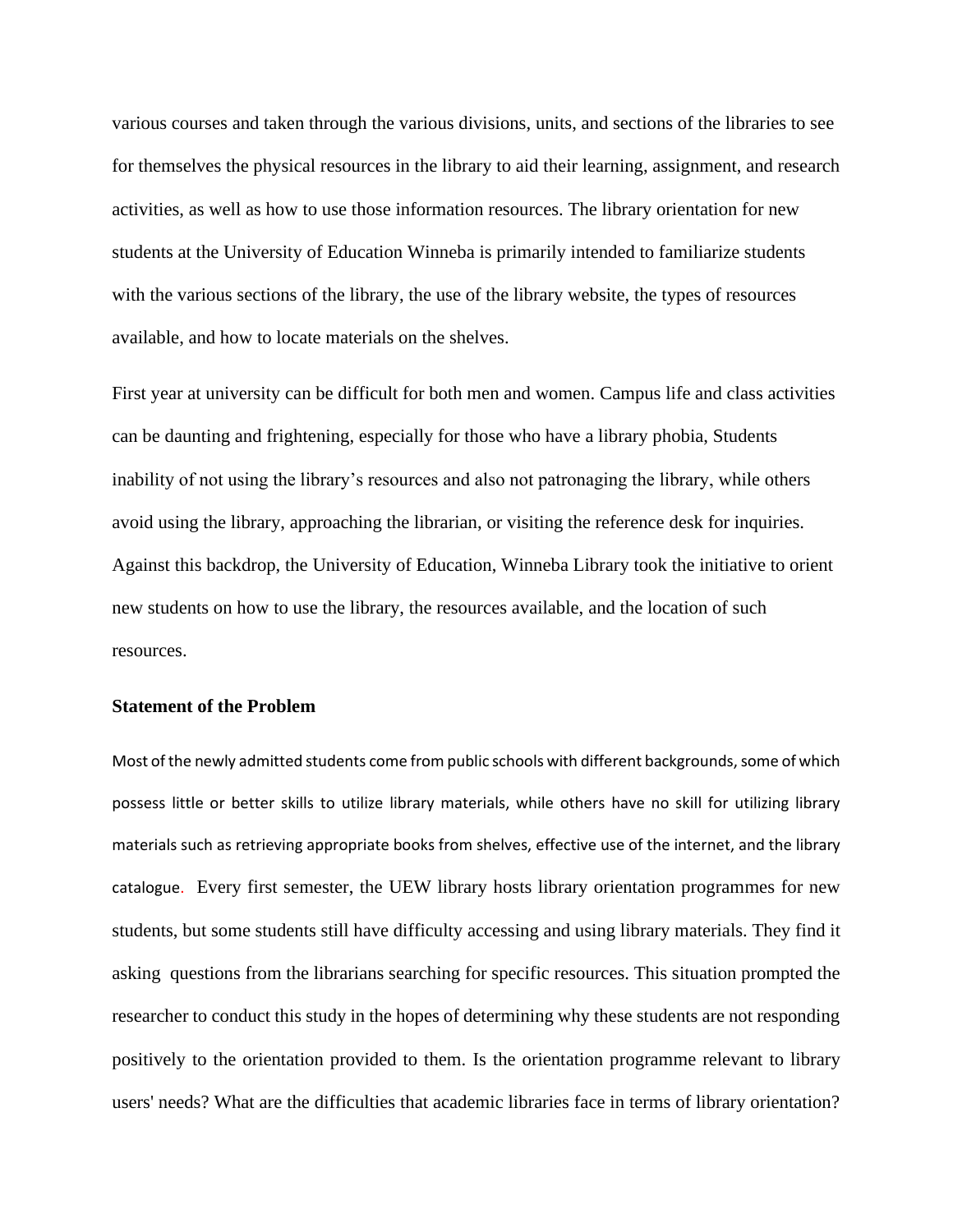various courses and taken through the various divisions, units, and sections of the libraries to see for themselves the physical resources in the library to aid their learning, assignment, and research activities, as well as how to use those information resources. The library orientation for new students at the University of Education Winneba is primarily intended to familiarize students with the various sections of the library, the use of the library website, the types of resources available, and how to locate materials on the shelves.

First year at university can be difficult for both men and women. Campus life and class activities can be daunting and frightening, especially for those who have a library phobia, Students inability of not using the library's resources and also not patronaging the library, while others avoid using the library, approaching the librarian, or visiting the reference desk for inquiries. Against this backdrop, the University of Education, Winneba Library took the initiative to orient new students on how to use the library, the resources available, and the location of such resources.

**Statement of the Problem**

Most of the newly admitted students come from public schools with different backgrounds, some of which possess little or better skills to utilize library materials, while others have no skill for utilizing library materials such as retrieving appropriate books from shelves, effective use of the internet, and the library catalogue. Every first semester, the UEW library hosts library orientation programmes for new students, but some students still have difficulty accessing and using library materials. They find it asking questions from the librarians searching for specific resources. This situation prompted the researcher to conduct this study in the hopes of determining why these students are not responding positively to the orientation provided to them. Is the orientation programme relevant to library users' needs? What are the difficulties that academic libraries face in terms of library orientation?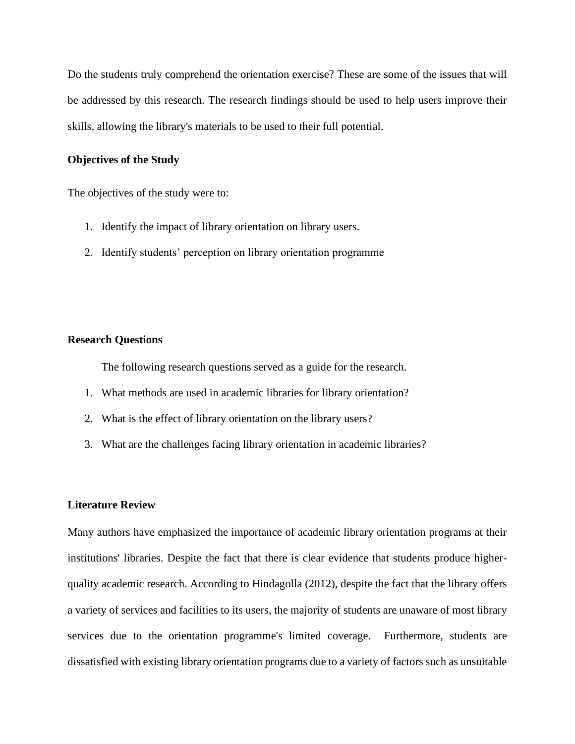Do the students truly comprehend the orientation exercise? These are some of the issues that will be addressed by this research. The research findings should be used to help users improve their skills, allowing the library's materials to be used to their full potential.

**Objectives of the Study**

The objectives of the study were to:

1. Identify the impact of library orientation on library users.
2. Identify students' perception on library orientation programme

**Research Questions**

The following research questions served as a guide for the research.

1. What methods are used in academic libraries for library orientation?
2. What is the effect of library orientation on the library users?
3. What are the challenges facing library orientation in academic libraries?

**Literature Review**

Many authors have emphasized the importance of academic library orientation programs at their institutions' libraries. Despite the fact that there is clear evidence that students produce higher-quality academic research. According to Hindagolla (2012), despite the fact that the library offers a variety of services and facilities to its users, the majority of students are unaware of most library services due to the orientation programme's limited coverage. Furthermore, students are dissatisfied with existing library orientation programs due to a variety of factors such as unsuitable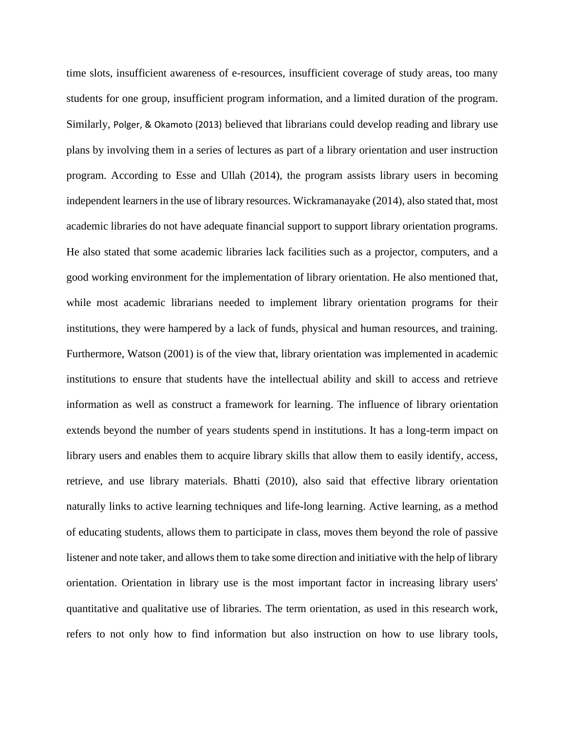time slots, insufficient awareness of e-resources, insufficient coverage of study areas, too many students for one group, insufficient program information, and a limited duration of the program. Similarly, Polger, & Okamoto (2013) believed that librarians could develop reading and library use plans by involving them in a series of lectures as part of a library orientation and user instruction program. According to Esse and Ullah (2014), the program assists library users in becoming independent learners in the use of library resources. Wickramanayake (2014), also stated that, most academic libraries do not have adequate financial support to support library orientation programs. He also stated that some academic libraries lack facilities such as a projector, computers, and a good working environment for the implementation of library orientation. He also mentioned that, while most academic librarians needed to implement library orientation programs for their institutions, they were hampered by a lack of funds, physical and human resources, and training. Furthermore, Watson (2001) is of the view that, library orientation was implemented in academic institutions to ensure that students have the intellectual ability and skill to access and retrieve information as well as construct a framework for learning. The influence of library orientation extends beyond the number of years students spend in institutions. It has a long-term impact on library users and enables them to acquire library skills that allow them to easily identify, access, retrieve, and use library materials. Bhatti (2010), also said that effective library orientation naturally links to active learning techniques and life-long learning. Active learning, as a method of educating students, allows them to participate in class, moves them beyond the role of passive listener and note taker, and allows them to take some direction and initiative with the help of library orientation. Orientation in library use is the most important factor in increasing library users' quantitative and qualitative use of libraries. The term orientation, as used in this research work, refers to not only how to find information but also instruction on how to use library tools,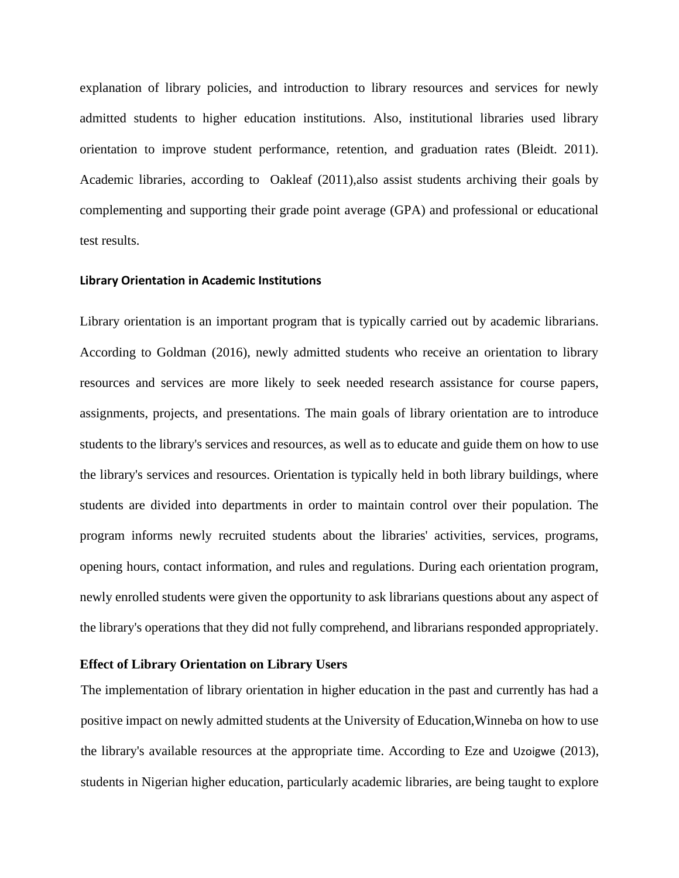explanation of library policies, and introduction to library resources and services for newly admitted students to higher education institutions. Also, institutional libraries used library orientation to improve student performance, retention, and graduation rates (Bleidt. 2011). Academic libraries, according to Oakleaf (2011),also assist students archiving their goals by complementing and supporting their grade point average (GPA) and professional or educational test results.

**Library Orientation in Academic Institutions**

Library orientation is an important program that is typically carried out by academic librarians. According to Goldman (2016), newly admitted students who receive an orientation to library resources and services are more likely to seek needed research assistance for course papers, assignments, projects, and presentations. The main goals of library orientation are to introduce students to the library's services and resources, as well as to educate and guide them on how to use the library's services and resources. Orientation is typically held in both library buildings, where students are divided into departments in order to maintain control over their population. The program informs newly recruited students about the libraries' activities, services, programs, opening hours, contact information, and rules and regulations. During each orientation program, newly enrolled students were given the opportunity to ask librarians questions about any aspect of the library's operations that they did not fully comprehend, and librarians responded appropriately.

**Effect of Library Orientation on Library Users**

The implementation of library orientation in higher education in the past and currently has had a positive impact on newly admitted students at the University of Education,Winneba on how to use the library's available resources at the appropriate time. According to Eze and Uzoigwe (2013), students in Nigerian higher education, particularly academic libraries, are being taught to explore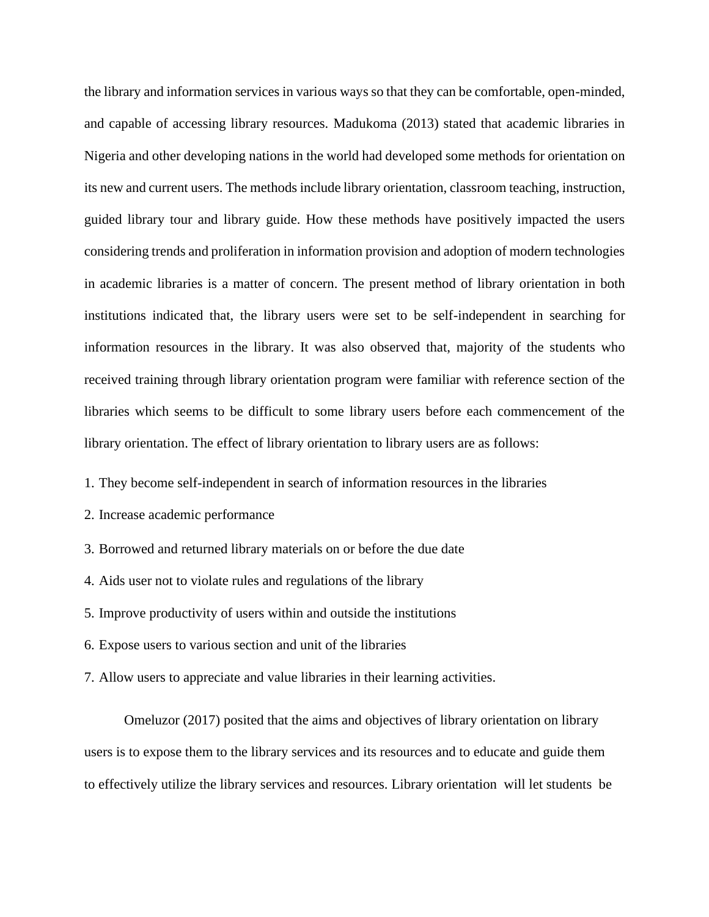the library and information services in various ways so that they can be comfortable, open-minded, and capable of accessing library resources. Madukoma (2013) stated that academic libraries in Nigeria and other developing nations in the world had developed some methods for orientation on its new and current users. The methods include library orientation, classroom teaching, instruction, guided library tour and library guide. How these methods have positively impacted the users considering trends and proliferation in information provision and adoption of modern technologies in academic libraries is a matter of concern. The present method of library orientation in both institutions indicated that, the library users were set to be self-independent in searching for information resources in the library. It was also observed that, majority of the students who received training through library orientation program were familiar with reference section of the libraries which seems to be difficult to some library users before each commencement of the library orientation. The effect of library orientation to library users are as follows:

1. They become self-independent in search of information resources in the libraries
2. Increase academic performance
3. Borrowed and returned library materials on or before the due date
4. Aids user not to violate rules and regulations of the library
5. Improve productivity of users within and outside the institutions
6. Expose users to various section and unit of the libraries
7. Allow users to appreciate and value libraries in their learning activities.

Omeluzor (2017) posited that the aims and objectives of library orientation on library users is to expose them to the library services and its resources and to educate and guide them to effectively utilize the library services and resources. Library orientation will let students be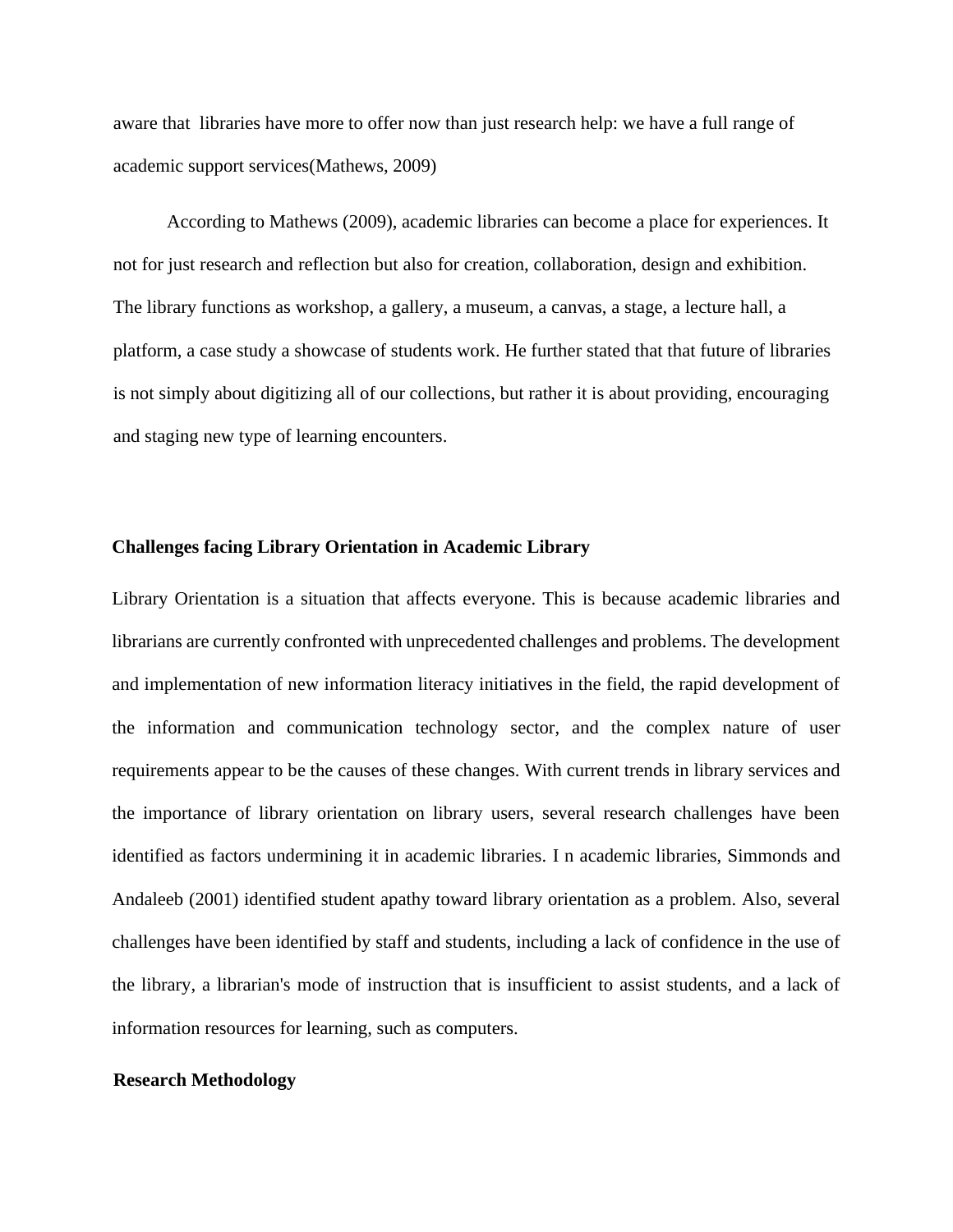aware that libraries have more to offer now than just research help: we have a full range of academic support services(Mathews, 2009)

According to Mathews (2009), academic libraries can become a place for experiences. It not for just research and reflection but also for creation, collaboration, design and exhibition. The library functions as workshop, a gallery, a museum, a canvas, a stage, a lecture hall, a platform, a case study a showcase of students work. He further stated that that future of libraries is not simply about digitizing all of our collections, but rather it is about providing, encouraging and staging new type of learning encounters.

**Challenges facing Library Orientation in Academic Library**

Library Orientation is a situation that affects everyone. This is because academic libraries and librarians are currently confronted with unprecedented challenges and problems. The development and implementation of new information literacy initiatives in the field, the rapid development of the information and communication technology sector, and the complex nature of user requirements appear to be the causes of these changes. With current trends in library services and the importance of library orientation on library users, several research challenges have been identified as factors undermining it in academic libraries. I n academic libraries, Simmonds and Andaleeb (2001) identified student apathy toward library orientation as a problem. Also, several challenges have been identified by staff and students, including a lack of confidence in the use of the library, a librarian's mode of instruction that is insufficient to assist students, and a lack of information resources for learning, such as computers.

**Research Methodology**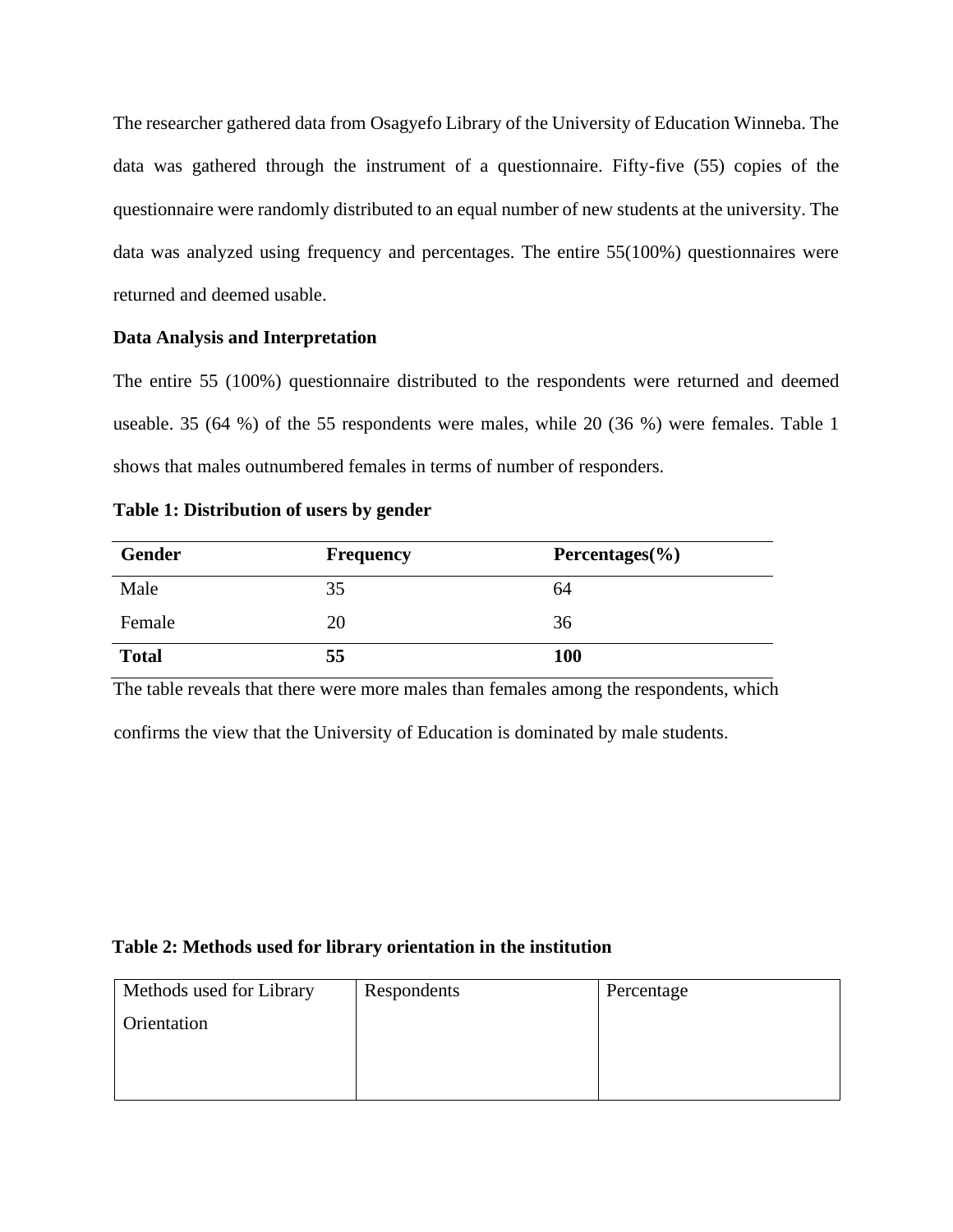The researcher gathered data from Osagyefo Library of the University of Education Winneba. The data was gathered through the instrument of a questionnaire. Fifty-five (55) copies of the questionnaire were randomly distributed to an equal number of new students at the university. The data was analyzed using frequency and percentages. The entire 55(100%) questionnaires were returned and deemed usable.

**Data Analysis and Interpretation**

The entire 55 (100%) questionnaire distributed to the respondents were returned and deemed useable. 35 (64 %) of the 55 respondents were males, while 20 (36 %) were females. Table 1 shows that males outnumbered females in terms of number of responders.

**Table 1: Distribution of users by gender**

| Gender | Frequency | Percentages(%) |
| --- | --- | --- |
| Male | 35 | 64 |
| Female | 20 | 36 |
| **Total** | **55** | **100** |

The table reveals that there were more males than females among the respondents, which confirms the view that the University of Education is dominated by male students.

**Table 2: Methods used for library orientation in the institution**

| Methods used for Library Orientation | Respondents | Percentage |
| --- | --- | --- |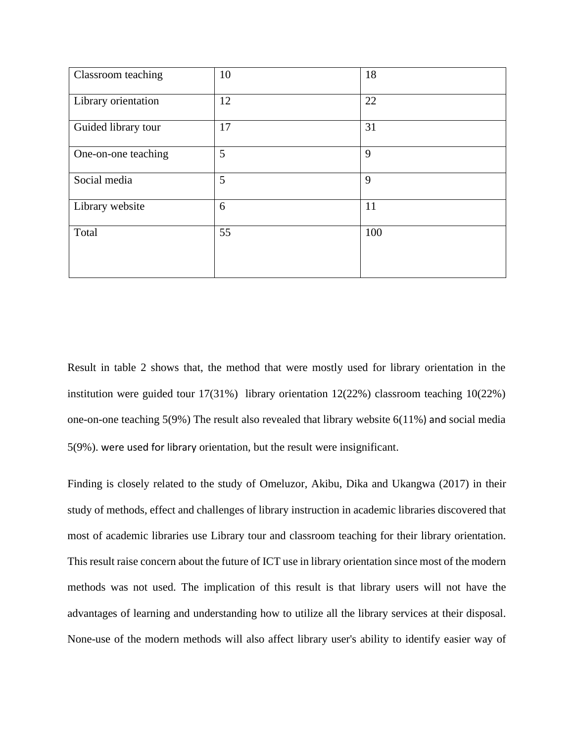| Classroom teaching | 10 | 18 |
|---|---|---|
| Library orientation | 12 | 22 |
| Guided library tour | 17 | 31 |
| One-on-one teaching | 5 | 9 |
| Social media | 5 | 9 |
| Library website | 6 | 11 |
| Total | 55 | 100 |

Result in table 2 shows that, the method that were mostly used for library orientation in the institution were guided tour 17(31%) library orientation 12(22%) classroom teaching 10(22%) one-on-one teaching 5(9%) The result also revealed that library website 6(11%) and social media 5(9%). were used for library orientation, but the result were insignificant.

Finding is closely related to the study of Omeluzor, Akibu, Dika and Ukangwa (2017) in their study of methods, effect and challenges of library instruction in academic libraries discovered that most of academic libraries use Library tour and classroom teaching for their library orientation. This result raise concern about the future of ICT use in library orientation since most of the modern methods was not used. The implication of this result is that library users will not have the advantages of learning and understanding how to utilize all the library services at their disposal. None-use of the modern methods will also affect library user's ability to identify easier way of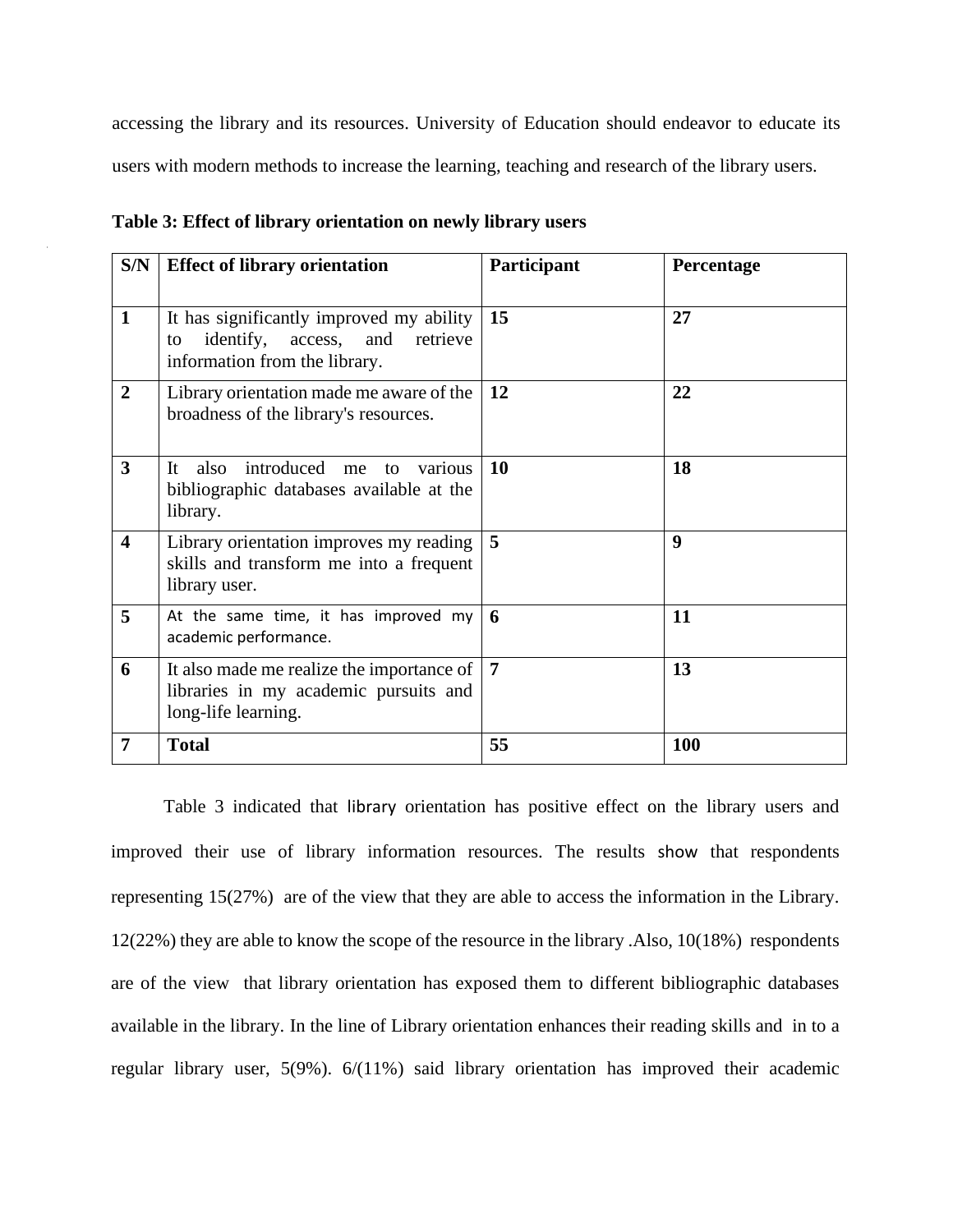accessing the library and its resources. University of Education should endeavor to educate its users with modern methods to increase the learning, teaching and research of the library users.

**Table 3: Effect of library orientation on newly library users**

| S/N | Effect of library orientation | Participant | Percentage |
|---|---|---|---|
| **1** | It has significantly improved my ability to identify, access, and retrieve information from the library. | **15** | **27** |
| **2** | Library orientation made me aware of the broadness of the library's resources. | **12** | **22** |
| **3** | It also introduced me to various bibliographic databases available at the library. | **10** | **18** |
| **4** | Library orientation improves my reading skills and transform me into a frequent library user. | **5** | **9** |
| **5** | At the same time, it has improved my academic performance. | **6** | **11** |
| **6** | It also made me realize the importance of libraries in my academic pursuits and long-life learning. | **7** | **13** |
| **7** | **Total** | **55** | **100** |

Table 3 indicated that library orientation has positive effect on the library users and improved their use of library information resources. The results show that respondents representing 15(27%) are of the view that they are able to access the information in the Library. 12(22%) they are able to know the scope of the resource in the library .Also, 10(18%) respondents are of the view that library orientation has exposed them to different bibliographic databases available in the library. In the line of Library orientation enhances their reading skills and in to a regular library user, 5(9%). 6/(11%) said library orientation has improved their academic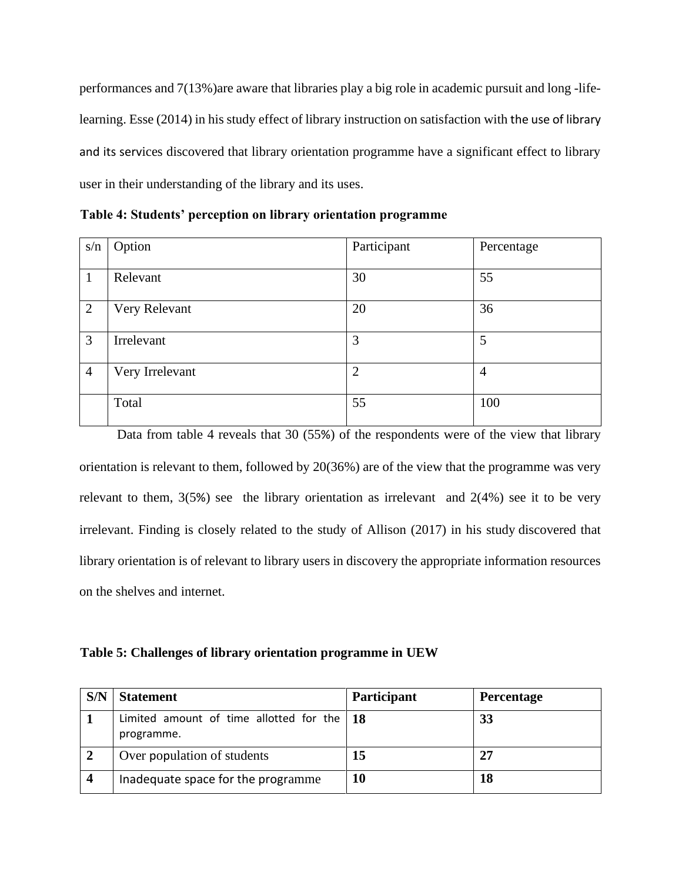performances and 7(13%)are aware that libraries play a big role in academic pursuit and long -life-learning. Esse (2014) in his study effect of library instruction on satisfaction with the use of library and its services discovered that library orientation programme have a significant effect to library user in their understanding of the library and its uses.

**Table 4: Students' perception on library orientation programme**

| s/n | Option | Participant | Percentage |
|---|---|---|---|
| 1 | Relevant | 30 | 55 |
| 2 | Very Relevant | 20 | 36 |
| 3 | Irrelevant | 3 | 5 |
| 4 | Very Irrelevant | 2 | 4 |
| | Total | 55 | 100 |

Data from table 4 reveals that 30 (55%) of the respondents were of the view that library orientation is relevant to them, followed by 20(36%) are of the view that the programme was very relevant to them, 3(5%) see the library orientation as irrelevant and 2(4%) see it to be very irrelevant. Finding is closely related to the study of Allison (2017) in his study discovered that library orientation is of relevant to library users in discovery the appropriate information resources on the shelves and internet.

**Table 5: Challenges of library orientation programme in UEW**

| S/N | Statement | Participant | Percentage |
|---|---|---|---|
| **1** | Limited amount of time allotted for the programme. | **18** | **33** |
| **2** | Over population of students | **15** | **27** |
| **4** | Inadequate space for the programme | **10** | **18** |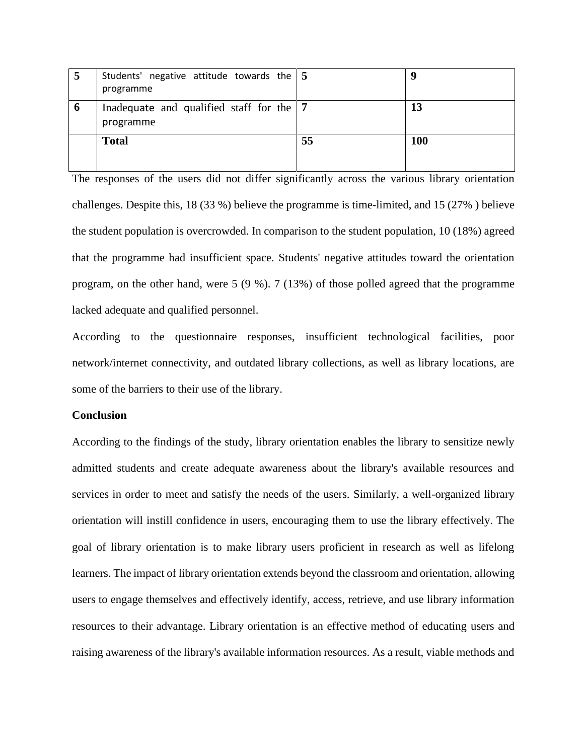| 5 | Students' negative attitude towards the programme | 5 | 9 |
|---|---|---|---|
| 6 | Inadequate and qualified staff for the programme | 7 | 13 |
| | **Total** | **55** | **100** |

The responses of the users did not differ significantly across the various library orientation challenges. Despite this, 18 (33 %) believe the programme is time-limited, and 15 (27% ) believe the student population is overcrowded. In comparison to the student population, 10 (18%) agreed that the programme had insufficient space. Students' negative attitudes toward the orientation program, on the other hand, were 5 (9 %). 7 (13%) of those polled agreed that the programme lacked adequate and qualified personnel.

According to the questionnaire responses, insufficient technological facilities, poor network/internet connectivity, and outdated library collections, as well as library locations, are some of the barriers to their use of the library.

**Conclusion**

According to the findings of the study, library orientation enables the library to sensitize newly admitted students and create adequate awareness about the library's available resources and services in order to meet and satisfy the needs of the users. Similarly, a well-organized library orientation will instill confidence in users, encouraging them to use the library effectively. The goal of library orientation is to make library users proficient in research as well as lifelong learners. The impact of library orientation extends beyond the classroom and orientation, allowing users to engage themselves and effectively identify, access, retrieve, and use library information resources to their advantage. Library orientation is an effective method of educating users and raising awareness of the library's available information resources. As a result, viable methods and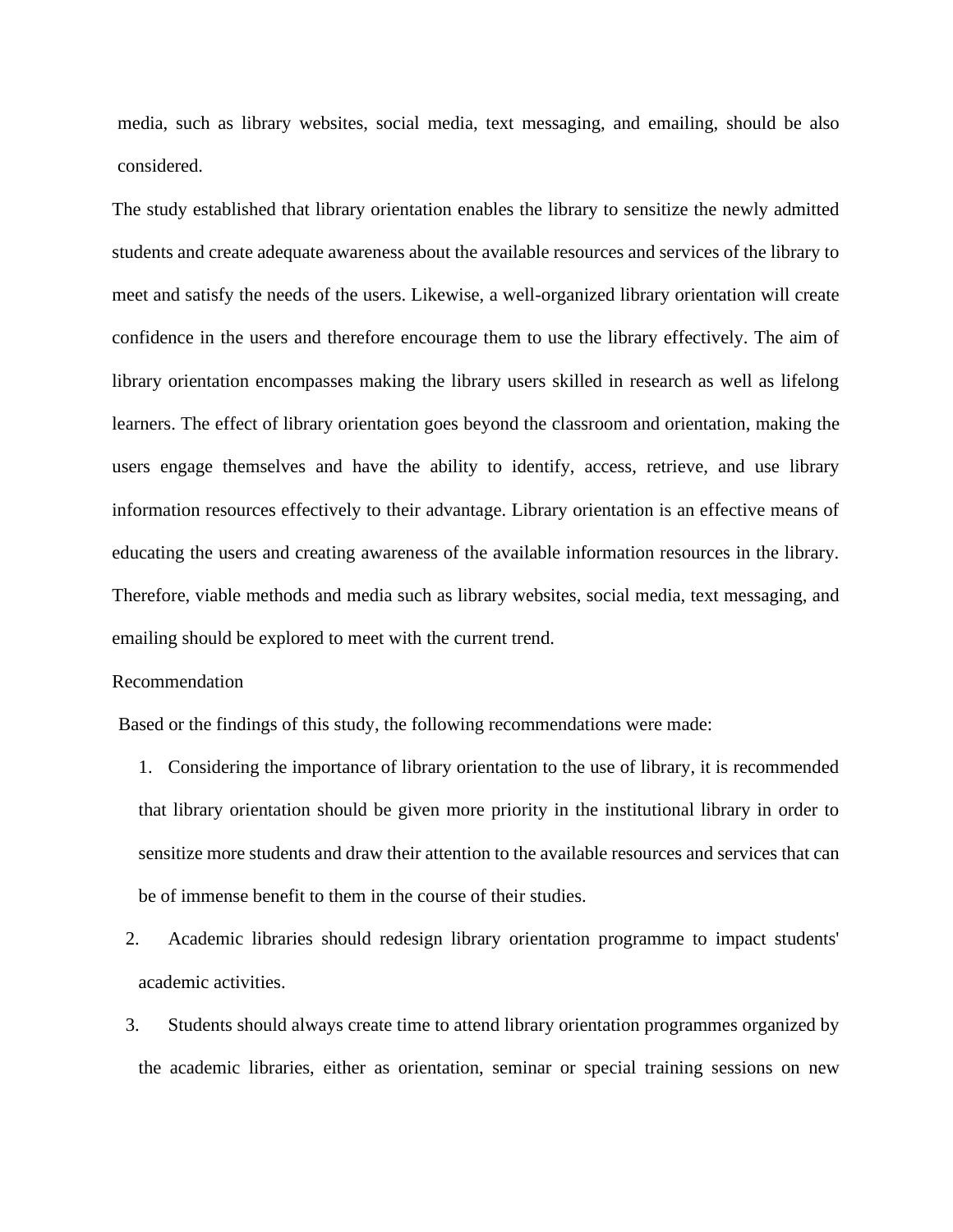media, such as library websites, social media, text messaging, and emailing, should be also considered.

The study established that library orientation enables the library to sensitize the newly admitted students and create adequate awareness about the available resources and services of the library to meet and satisfy the needs of the users. Likewise, a well-organized library orientation will create confidence in the users and therefore encourage them to use the library effectively. The aim of library orientation encompasses making the library users skilled in research as well as lifelong learners. The effect of library orientation goes beyond the classroom and orientation, making the users engage themselves and have the ability to identify, access, retrieve, and use library information resources effectively to their advantage. Library orientation is an effective means of educating the users and creating awareness of the available information resources in the library. Therefore, viable methods and media such as library websites, social media, text messaging, and emailing should be explored to meet with the current trend.

Recommendation

Based or the findings of this study, the following recommendations were made:

1. Considering the importance of library orientation to the use of library, it is recommended that library orientation should be given more priority in the institutional library in order to sensitize more students and draw their attention to the available resources and services that can be of immense benefit to them in the course of their studies.
2. Academic libraries should redesign library orientation programme to impact students' academic activities.
3. Students should always create time to attend library orientation programmes organized by the academic libraries, either as orientation, seminar or special training sessions on new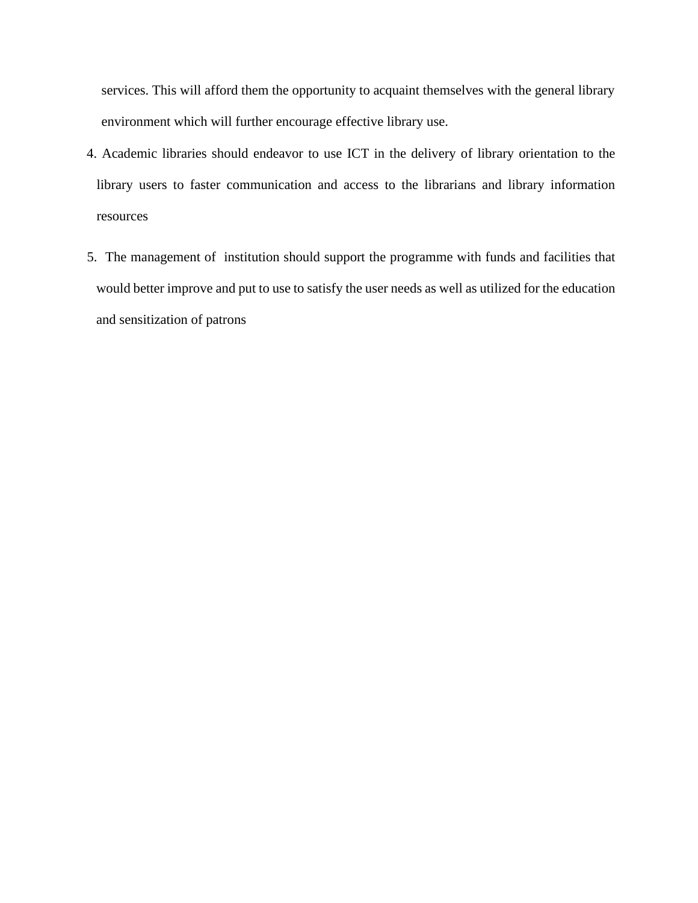services. This will afford them the opportunity to acquaint themselves with the general library environment which will further encourage effective library use.

4. Academic libraries should endeavor to use ICT in the delivery of library orientation to the library users to faster communication and access to the librarians and library information resources

5. The management of institution should support the programme with funds and facilities that would better improve and put to use to satisfy the user needs as well as utilized for the education and sensitization of patrons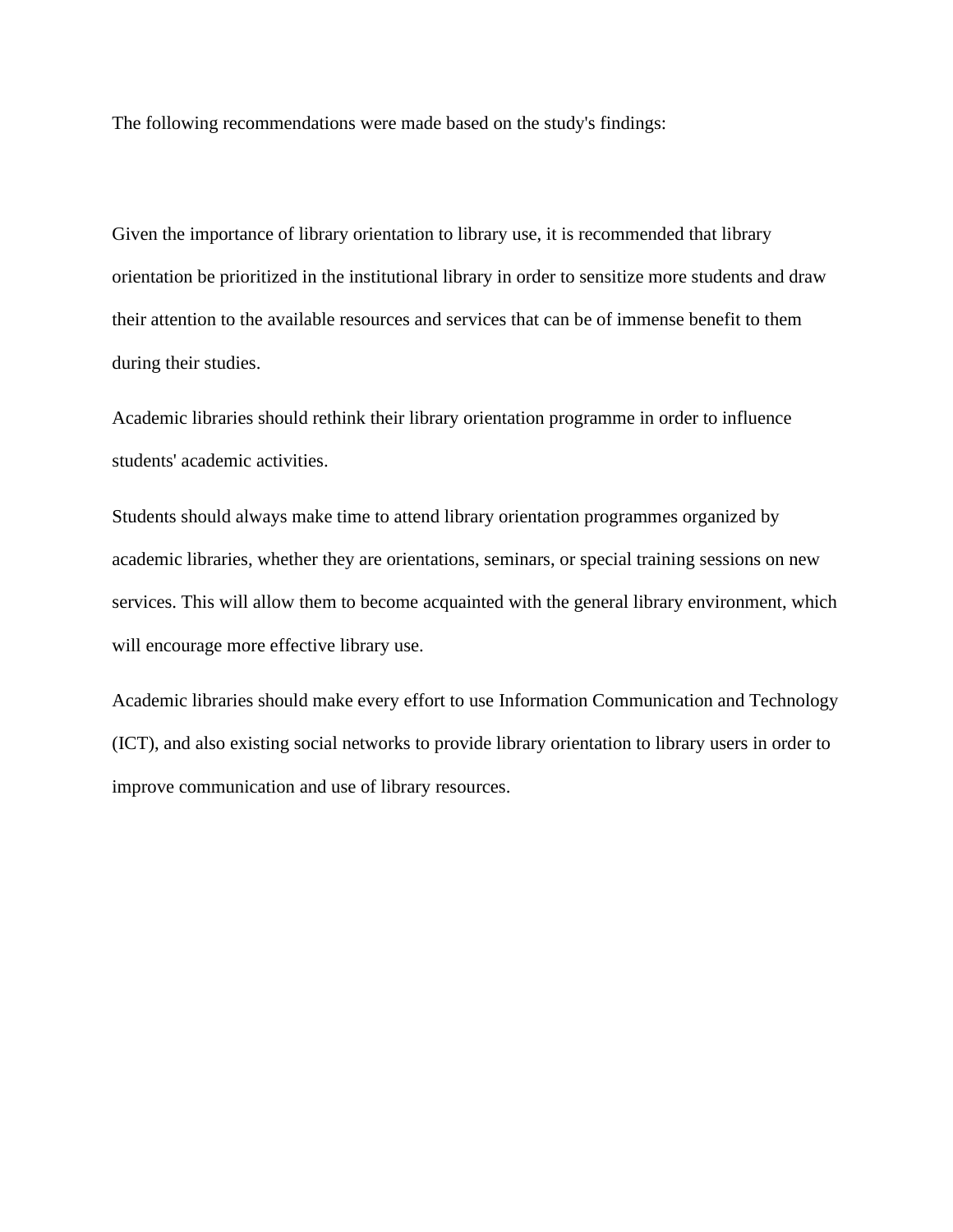The following recommendations were made based on the study's findings:

Given the importance of library orientation to library use, it is recommended that library orientation be prioritized in the institutional library in order to sensitize more students and draw their attention to the available resources and services that can be of immense benefit to them during their studies.

Academic libraries should rethink their library orientation programme in order to influence students' academic activities.

Students should always make time to attend library orientation programmes organized by academic libraries, whether they are orientations, seminars, or special training sessions on new services. This will allow them to become acquainted with the general library environment, which will encourage more effective library use.

Academic libraries should make every effort to use Information Communication and Technology (ICT), and also existing social networks to provide library orientation to library users in order to improve communication and use of library resources.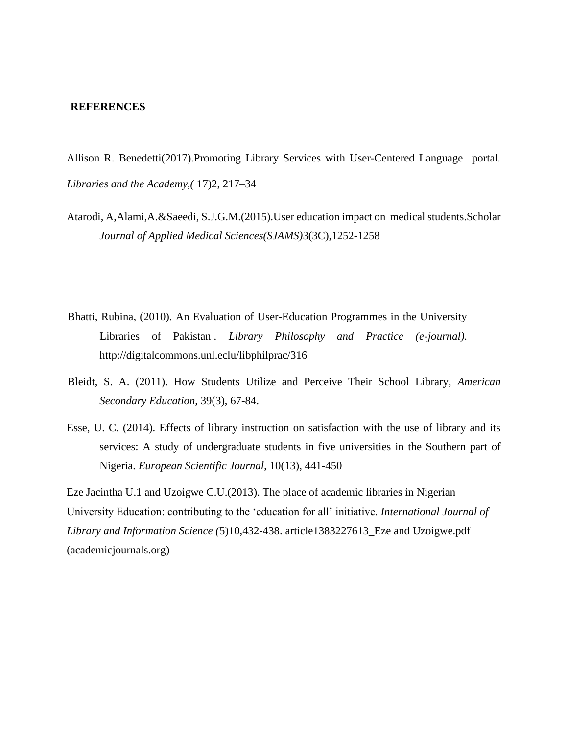**REFERENCES**

Allison R. Benedetti(2017).Promoting Library Services with User-Centered Language portal. *Libraries and the Academy,(* 17)2, 217–34

Atarodi, A,Alami,A.&Saeedi, S.J.G.M.(2015).User education impact on medical students.Scholar *Journal of Applied Medical Sciences(SJAMS)*3(3C),1252-1258

Bhatti, Rubina, (2010). An Evaluation of User-Education Programmes in the University Libraries of Pakistan . *Library Philosophy and Practice (e-journal).* http://digitalcommons.unl.eclu/libphilprac/316

Bleidt, S. A. (2011). How Students Utilize and Perceive Their School Library, *American Secondary Education,* 39(3), 67-84.

Esse, U. C. (2014). Effects of library instruction on satisfaction with the use of library and its services: A study of undergraduate students in five universities in the Southern part of Nigeria. *European Scientific Journal*, 10(13), 441-450

Eze Jacintha U.1 and Uzoigwe C.U.(2013). The place of academic libraries in Nigerian University Education: contributing to the 'education for all' initiative. *International Journal of Library and Information Science (*5)10,432-438. article1383227613_Eze and Uzoigwe.pdf (academicjournals.org)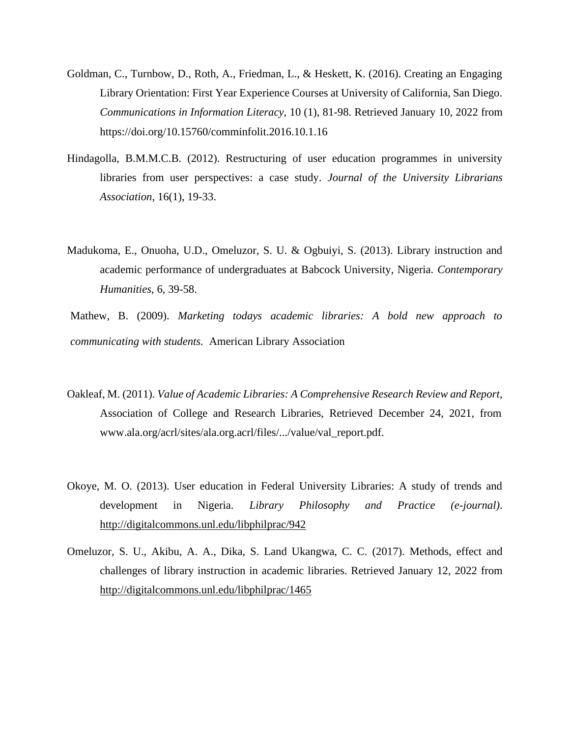Goldman, C., Turnbow, D., Roth, A., Friedman, L., & Heskett, K. (2016). Creating an Engaging Library Orientation: First Year Experience Courses at University of California, San Diego. *Communications in Information Literacy*, 10 (1), 81-98. Retrieved January 10, 2022 from https://doi.org/10.15760/comminfolit.2016.10.1.16

Hindagolla, B.M.M.C.B. (2012). Restructuring of user education programmes in university libraries from user perspectives: a case study. *Journal of the University Librarians Association*, 16(1), 19-33.

Madukoma, E., Onuoha, U.D., Omeluzor, S. U. & Ogbuiyi, S. (2013). Library instruction and academic performance of undergraduates at Babcock University, Nigeria. *Contemporary Humanities*, 6, 39-58.

Mathew, B. (2009). *Marketing todays academic libraries: A bold new approach to communicating with students.* American Library Association

Oakleaf, M. (2011). *Value of Academic Libraries: A Comprehensive Research Review and Report*, Association of College and Research Libraries, Retrieved December 24, 2021, from www.ala.org/acrl/sites/ala.org.acrl/files/.../value/val_report.pdf.

Okoye, M. O. (2013). User education in Federal University Libraries: A study of trends and development in Nigeria. *Library Philosophy and Practice (e-journal)*. http://digitalcommons.unl.edu/libphilprac/942

Omeluzor, S. U., Akibu, A. A., Dika, S. Land Ukangwa, C. C. (2017). Methods, effect and challenges of library instruction in academic libraries. Retrieved January 12, 2022 from http://digitalcommons.unl.edu/libphilprac/1465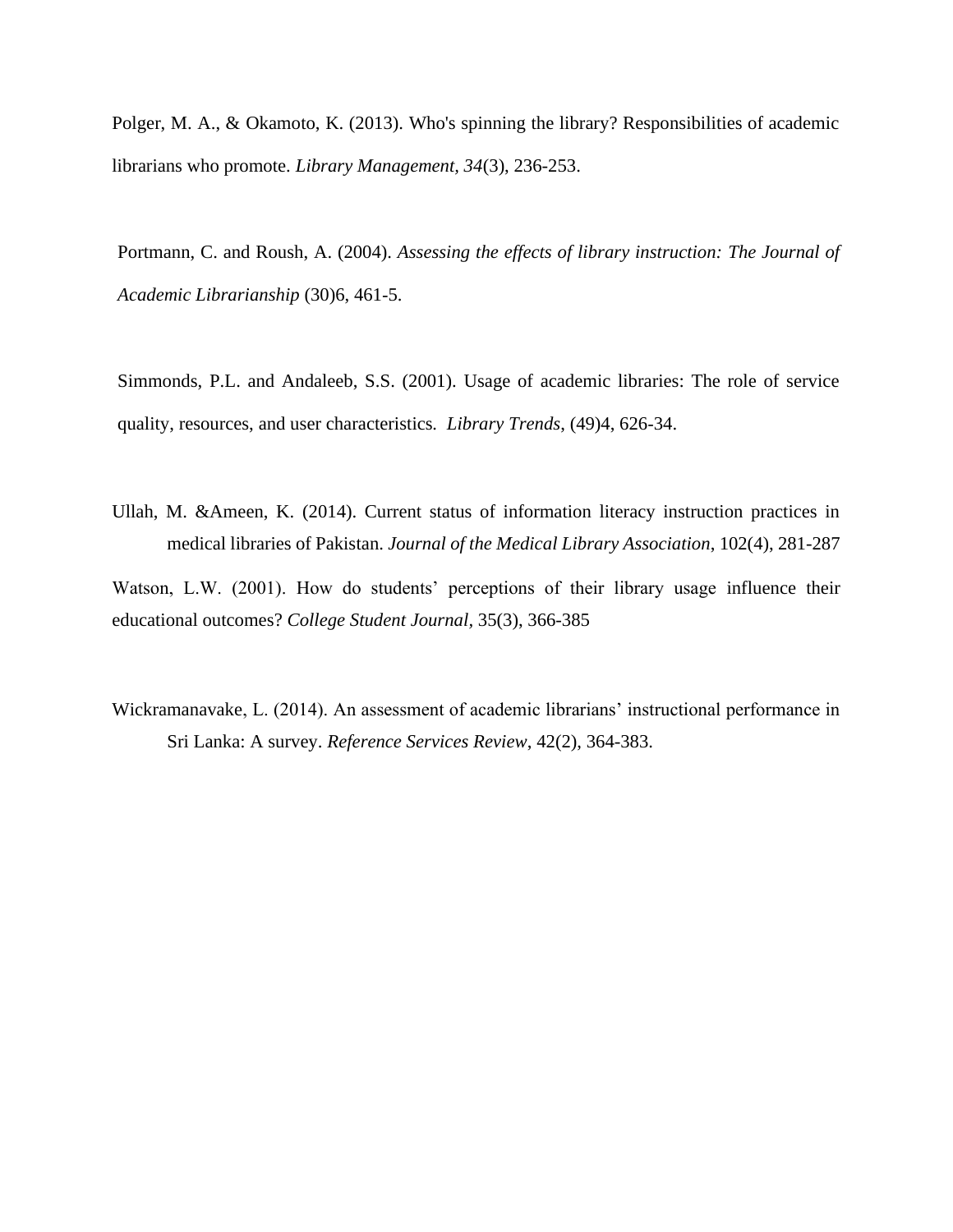Polger, M. A., & Okamoto, K. (2013). Who's spinning the library? Responsibilities of academic librarians who promote. *Library Management, 34*(3), 236-253.

Portmann, C. and Roush, A. (2004). *Assessing the effects of library instruction: The Journal of Academic Librarianship* (30)6, 461-5.

Simmonds, P.L. and Andaleeb, S.S. (2001). Usage of academic libraries: The role of service quality, resources, and user characteristics. *Library Trends*, (49)4, 626-34.

Ullah, M. &Ameen, K. (2014). Current status of information literacy instruction practices in medical libraries of Pakistan. *Journal of the Medical Library Association*, 102(4), 281-287

Watson, L.W. (2001). How do students' perceptions of their library usage influence their educational outcomes? *College Student Journal*, 35(3), 366-385

Wickramanavake, L. (2014). An assessment of academic librarians' instructional performance in Sri Lanka: A survey. *Reference Services Review*, 42(2), 364-383.